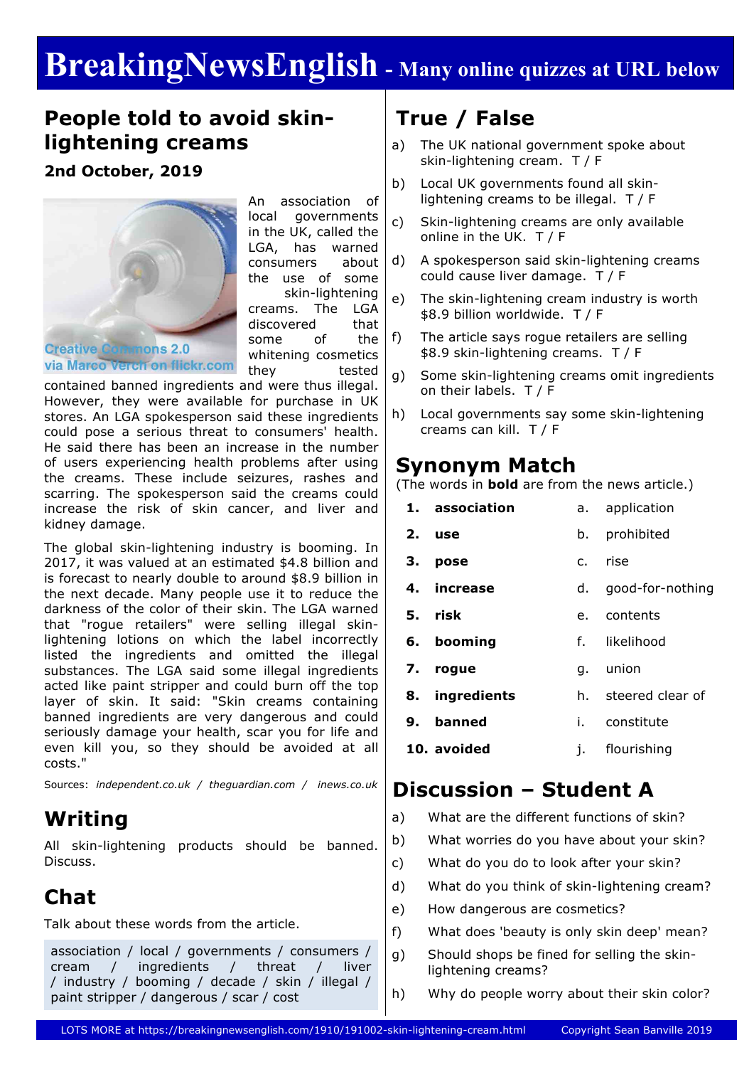# BreakingNewsEnglish - Many online quizzes at URL below

## People told to avoid skin-lightening creams

**2nd October, 2019**

Creative Commons 2.0 via Marco Verch on flickr.com

An association of local governments in the UK, called the LGA, has warned consumers about the use of some skin-lightening creams. The LGA discovered that some of the whitening cosmetics they tested contained banned ingredients and were thus illegal. However, they were available for purchase in UK stores. An LGA spokesperson said these ingredients could pose a serious threat to consumers' health. He said there has been an increase in the number of users experiencing health problems after using the creams. These include seizures, rashes and scarring. The spokesperson said the creams could increase the risk of skin cancer, and liver and kidney damage.

The global skin-lightening industry is booming. In 2017, it was valued at an estimated $4.8 billion and is forecast to nearly double to around $8.9 billion in the next decade. Many people use it to reduce the darkness of the color of their skin. The LGA warned that "rogue retailers" were selling illegal skin-lightening lotions on which the label incorrectly listed the ingredients and omitted the illegal substances. The LGA said some illegal ingredients acted like paint stripper and could burn off the top layer of skin. It said: "Skin creams containing banned ingredients are very dangerous and could seriously damage your health, scar you for life and even kill you, so they should be avoided at all costs."

Sources: *independent.co.uk / theguardian.com / inews.co.uk*

## Writing

All skin-lightening products should be banned. Discuss.

## Chat

Talk about these words from the article.

association / local / governments / consumers / cream / ingredients / threat / liver / industry / booming / decade / skin / illegal / paint stripper / dangerous / scar / cost

## True / False

a) The UK national government spoke about skin-lightening cream. T / F

b) Local UK governments found all skin-lightening creams to be illegal. T / F

c) Skin-lightening creams are only available online in the UK. T / F

d) A spokesperson said skin-lightening creams could cause liver damage. T / F

e) The skin-lightening cream industry is worth $8.9 billion worldwide. T / F

f) The article says rogue retailers are selling $8.9 skin-lightening creams. T / F

g) Some skin-lightening creams omit ingredients on their labels. T / F

h) Local governments say some skin-lightening creams can kill. T / F

## Synonym Match

(The words in **bold** are from the news article.)

| | | | |
|---|---|---|---|
| 1. | **association** | a. | application |
| 2. | **use** | b. | prohibited |
| 3. | **pose** | c. | rise |
| 4. | **increase** | d. | good-for-nothing |
| 5. | **risk** | e. | contents |
| 6. | **booming** | f. | likelihood |
| 7. | **rogue** | g. | union |
| 8. | **ingredients** | h. | steered clear of |
| 9. | **banned** | i. | constitute |
| 10. | **avoided** | j. | flourishing |

## Discussion – Student A

a) What are the different functions of skin?

b) What worries do you have about your skin?

c) What do you do to look after your skin?

d) What do you think of skin-lightening cream?

e) How dangerous are cosmetics?

f) What does 'beauty is only skin deep' mean?

g) Should shops be fined for selling the skin-lightening creams?

h) Why do people worry about their skin color?

LOTS MORE at https://breakingnewsenglish.com/1910/191002-skin-lightening-cream.html Copyright Sean Banville 2019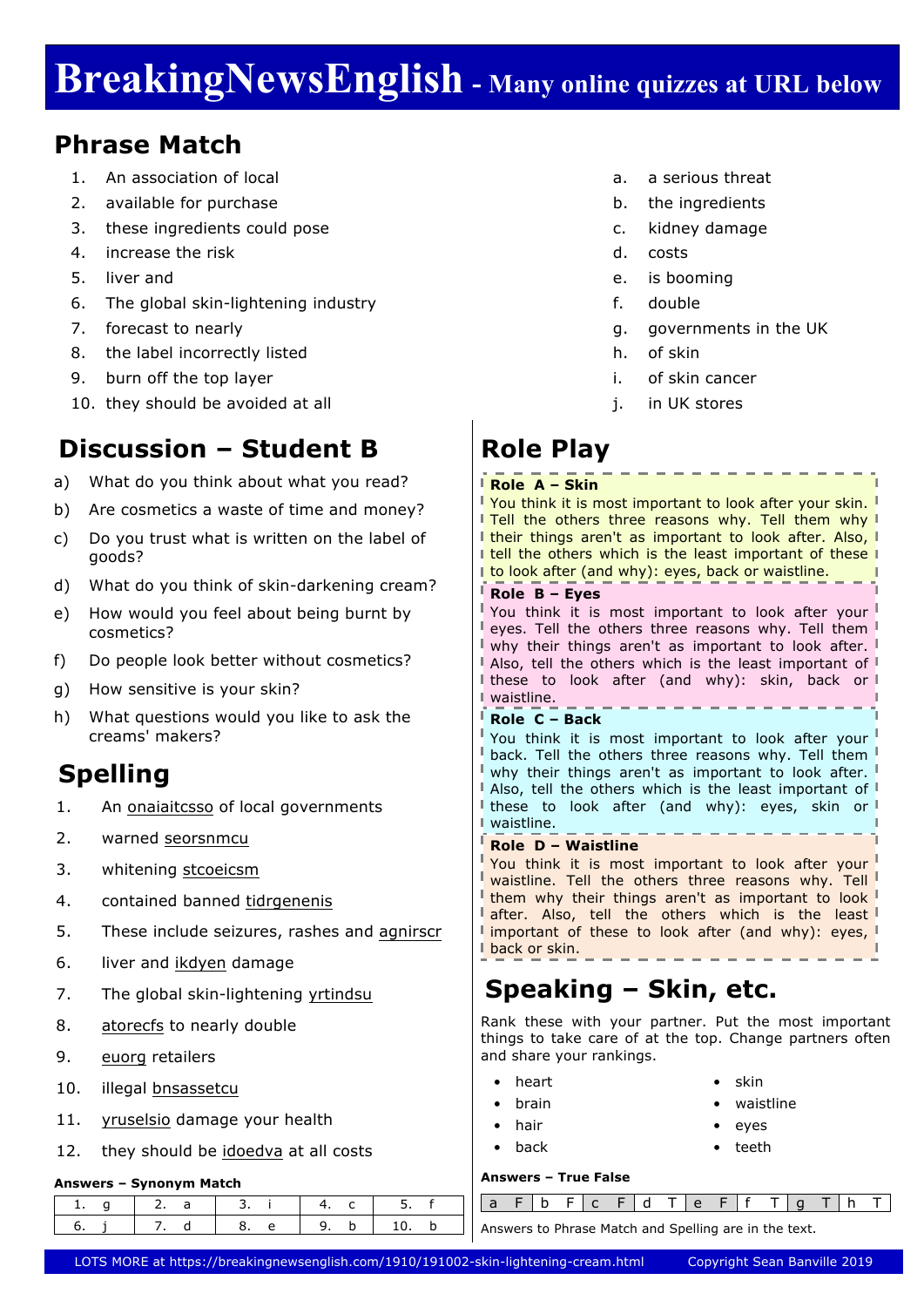# BreakingNewsEnglish - Many online quizzes at URL below

## Phrase Match

1. An association of local
2. available for purchase
3. these ingredients could pose
4. increase the risk
5. liver and
6. The global skin-lightening industry
7. forecast to nearly
8. the label incorrectly listed
9. burn off the top layer
10. they should be avoided at all

a. a serious threat
b. the ingredients
c. kidney damage
d. costs
e. is booming
f. double
g. governments in the UK
h. of skin
i. of skin cancer
j. in UK stores

## Discussion – Student B

a) What do you think about what you read?
b) Are cosmetics a waste of time and money?
c) Do you trust what is written on the label of goods?
d) What do you think of skin-darkening cream?
e) How would you feel about being burnt by cosmetics?
f) Do people look better without cosmetics?
g) How sensitive is your skin?
h) What questions would you like to ask the creams' makers?

## Spelling

1. An onaiaitcsso of local governments
2. warned seorsnmcu
3. whitening stcoeicsm
4. contained banned tidrgenenis
5. These include seizures, rashes and agnirscr
6. liver and ikdyen damage
7. The global skin-lightening yrtindsu
8. atorecfs to nearly double
9. euorg retailers
10. illegal bnsassetcu
11. yruselsio damage your health
12. they should be idoedva at all costs

**Answers – Synonym Match**

| | | | | |
|---|---|---|---|---|
| 1. g | 2. a | 3. i | 4. c | 5. f |
| 6. j | 7. d | 8. e | 9. b | 10. b |

## Role Play

**Role A – Skin**
You think it is most important to look after your skin. Tell the others three reasons why. Tell them why their things aren't as important to look after. Also, tell the others which is the least important of these to look after (and why): eyes, back or waistline.

**Role B – Eyes**
You think it is most important to look after your eyes. Tell the others three reasons why. Tell them why their things aren't as important to look after. Also, tell the others which is the least important of these to look after (and why): skin, back or waistline.

**Role C – Back**
You think it is most important to look after your back. Tell the others three reasons why. Tell them why their things aren't as important to look after. Also, tell the others which is the least important of these to look after (and why): eyes, skin or waistline.

**Role D – Waistline**
You think it is most important to look after your waistline. Tell the others three reasons why. Tell them why their things aren't as important to look after. Also, tell the others which is the least important of these to look after (and why): eyes, back or skin.

## Speaking – Skin, etc.

Rank these with your partner. Put the most important things to take care of at the top. Change partners often and share your rankings.

- heart
- brain
- hair
- back
- skin
- waistline
- eyes
- teeth

**Answers – True False**

| | | | | | | | | | | | | | | | |
|---|---|---|---|---|---|---|---|---|---|---|---|---|---|---|---|
| a | F | b | F | c | F | d | T | e | F | f | T | g | T | h | T |

Answers to Phrase Match and Spelling are in the text.

LOTS MORE at https://breakingnewsenglish.com/1910/191002-skin-lightening-cream.html Copyright Sean Banville 2019